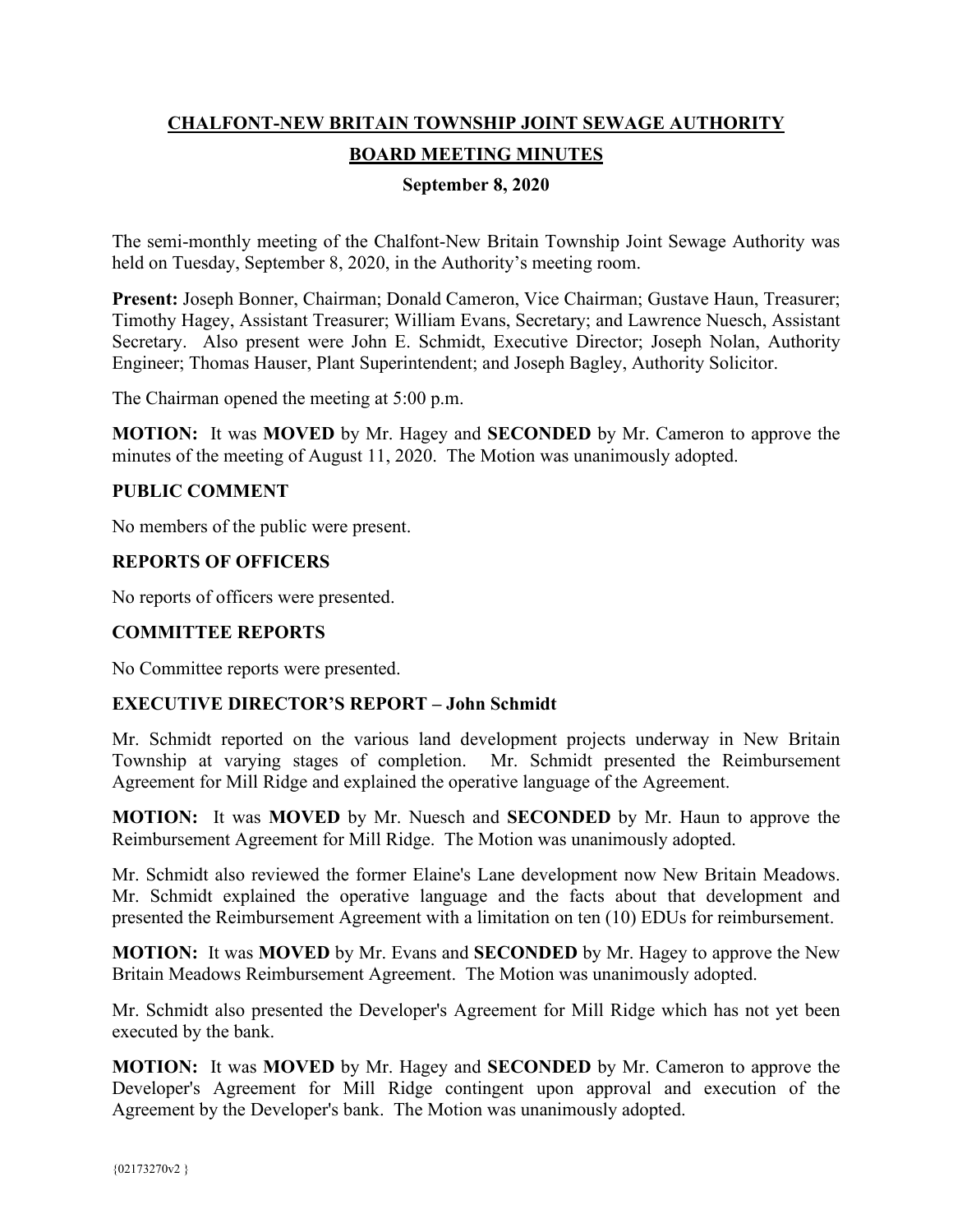# CHALFONT-NEW BRITAIN TOWNSHIP JOINT SEWAGE AUTHORITY

## BOARD MEETING MINUTES

### September 8, 2020

The semi-monthly meeting of the Chalfont-New Britain Township Joint Sewage Authority was held on Tuesday, September 8, 2020, in the Authority's meeting room.

**Present:** Joseph Bonner, Chairman; Donald Cameron, Vice Chairman; Gustave Haun, Treasurer; Timothy Hagey, Assistant Treasurer; William Evans, Secretary; and Lawrence Nuesch, Assistant Secretary. Also present were John E. Schmidt, Executive Director; Joseph Nolan, Authority Engineer; Thomas Hauser, Plant Superintendent; and Joseph Bagley, Authority Solicitor.

The Chairman opened the meeting at 5:00 p.m.

**MOTION:** It was **MOVED** by Mr. Hagey and **SECONDED** by Mr. Cameron to approve the minutes of the meeting of August 11, 2020. The Motion was unanimously adopted.

**PUBLIC COMMENT**

No members of the public were present.

**REPORTS OF OFFICERS**

No reports of officers were presented.

**COMMITTEE REPORTS**

No Committee reports were presented.

**EXECUTIVE DIRECTOR'S REPORT – John Schmidt**

Mr. Schmidt reported on the various land development projects underway in New Britain Township at varying stages of completion. Mr. Schmidt presented the Reimbursement Agreement for Mill Ridge and explained the operative language of the Agreement.

**MOTION:** It was **MOVED** by Mr. Nuesch and **SECONDED** by Mr. Haun to approve the Reimbursement Agreement for Mill Ridge. The Motion was unanimously adopted.

Mr. Schmidt also reviewed the former Elaine's Lane development now New Britain Meadows. Mr. Schmidt explained the operative language and the facts about that development and presented the Reimbursement Agreement with a limitation on ten (10) EDUs for reimbursement.

**MOTION:** It was **MOVED** by Mr. Evans and **SECONDED** by Mr. Hagey to approve the New Britain Meadows Reimbursement Agreement. The Motion was unanimously adopted.

Mr. Schmidt also presented the Developer's Agreement for Mill Ridge which has not yet been executed by the bank.

**MOTION:** It was **MOVED** by Mr. Hagey and **SECONDED** by Mr. Cameron to approve the Developer's Agreement for Mill Ridge contingent upon approval and execution of the Agreement by the Developer's bank. The Motion was unanimously adopted.

{02173270v2 }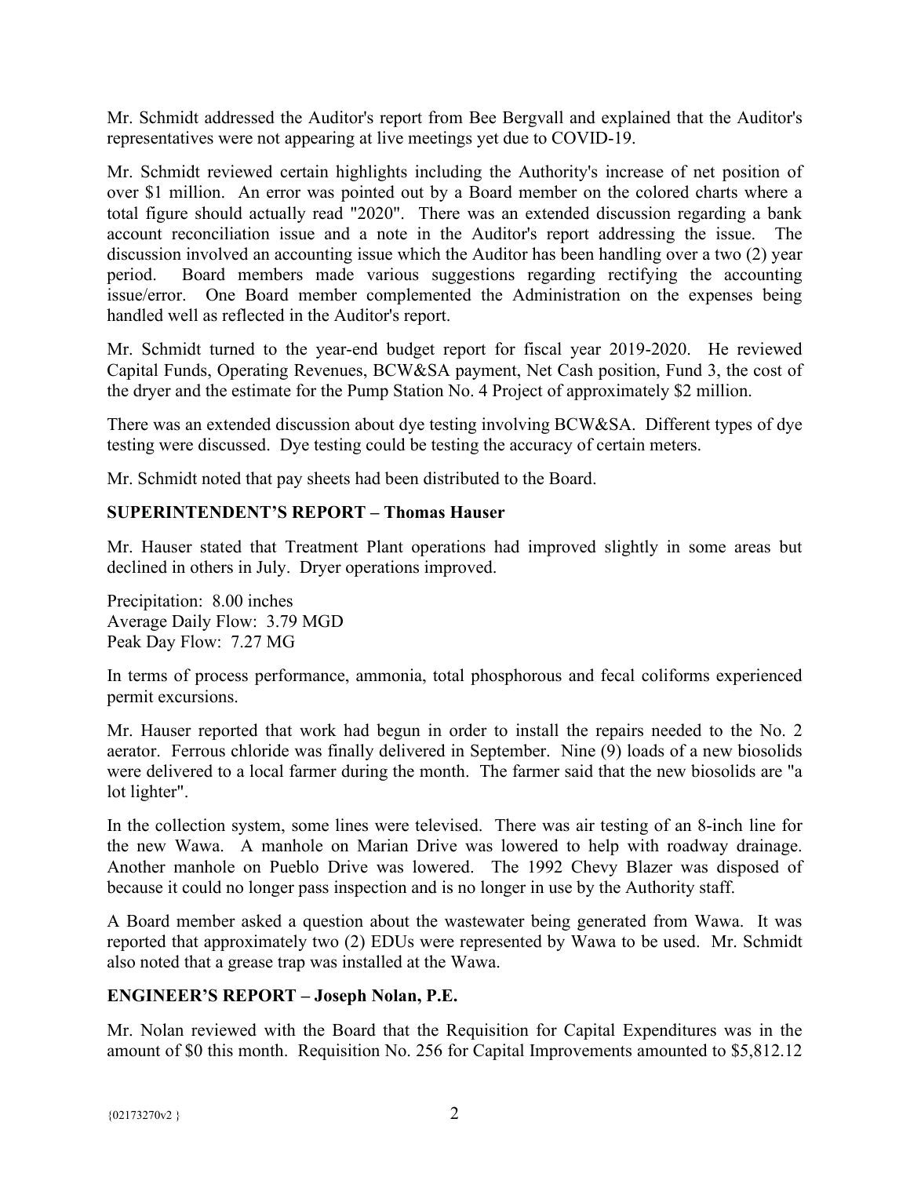Mr. Schmidt addressed the Auditor's report from Bee Bergvall and explained that the Auditor's representatives were not appearing at live meetings yet due to COVID-19.

Mr. Schmidt reviewed certain highlights including the Authority's increase of net position of over $1 million. An error was pointed out by a Board member on the colored charts where a total figure should actually read "2020". There was an extended discussion regarding a bank account reconciliation issue and a note in the Auditor's report addressing the issue. The discussion involved an accounting issue which the Auditor has been handling over a two (2) year period. Board members made various suggestions regarding rectifying the accounting issue/error. One Board member complemented the Administration on the expenses being handled well as reflected in the Auditor's report.

Mr. Schmidt turned to the year-end budget report for fiscal year 2019-2020. He reviewed Capital Funds, Operating Revenues, BCW&SA payment, Net Cash position, Fund 3, the cost of the dryer and the estimate for the Pump Station No. 4 Project of approximately $2 million.

There was an extended discussion about dye testing involving BCW&SA. Different types of dye testing were discussed. Dye testing could be testing the accuracy of certain meters.

Mr. Schmidt noted that pay sheets had been distributed to the Board.

**SUPERINTENDENT'S REPORT – Thomas Hauser**

Mr. Hauser stated that Treatment Plant operations had improved slightly in some areas but declined in others in July. Dryer operations improved.

Precipitation: 8.00 inches
Average Daily Flow: 3.79 MGD
Peak Day Flow: 7.27 MG

In terms of process performance, ammonia, total phosphorous and fecal coliforms experienced permit excursions.

Mr. Hauser reported that work had begun in order to install the repairs needed to the No. 2 aerator. Ferrous chloride was finally delivered in September. Nine (9) loads of a new biosolids were delivered to a local farmer during the month. The farmer said that the new biosolids are "a lot lighter".

In the collection system, some lines were televised. There was air testing of an 8-inch line for the new Wawa. A manhole on Marian Drive was lowered to help with roadway drainage. Another manhole on Pueblo Drive was lowered. The 1992 Chevy Blazer was disposed of because it could no longer pass inspection and is no longer in use by the Authority staff.

A Board member asked a question about the wastewater being generated from Wawa. It was reported that approximately two (2) EDUs were represented by Wawa to be used. Mr. Schmidt also noted that a grease trap was installed at the Wawa.

**ENGINEER'S REPORT – Joseph Nolan, P.E.**

Mr. Nolan reviewed with the Board that the Requisition for Capital Expenditures was in the amount of $0 this month. Requisition No. 256 for Capital Improvements amounted to $5,812.12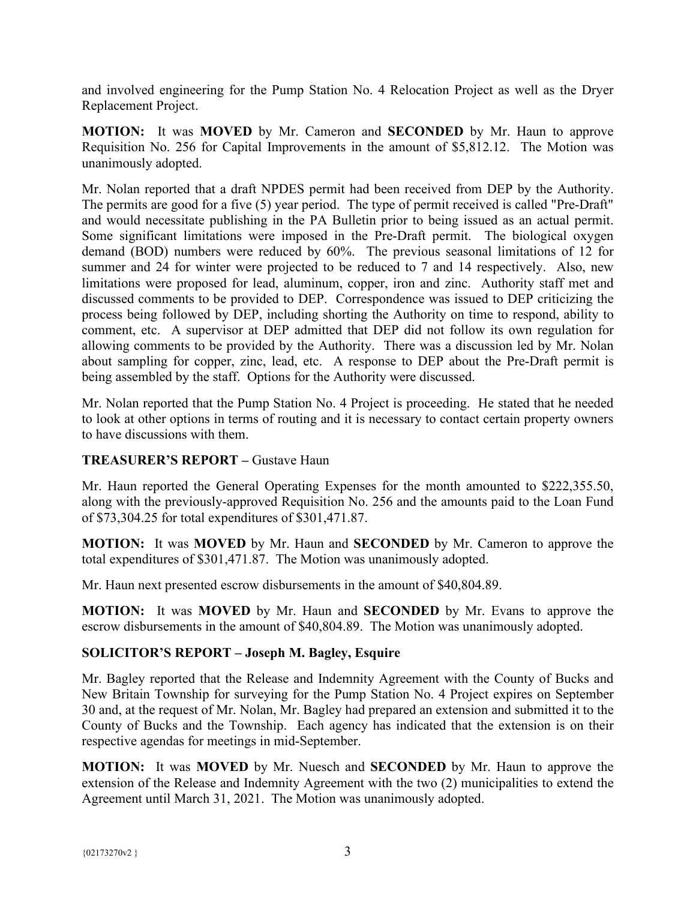and involved engineering for the Pump Station No. 4 Relocation Project as well as the Dryer Replacement Project.

**MOTION:** It was **MOVED** by Mr. Cameron and **SECONDED** by Mr. Haun to approve Requisition No. 256 for Capital Improvements in the amount of $5,812.12. The Motion was unanimously adopted.

Mr. Nolan reported that a draft NPDES permit had been received from DEP by the Authority. The permits are good for a five (5) year period. The type of permit received is called "Pre-Draft" and would necessitate publishing in the PA Bulletin prior to being issued as an actual permit. Some significant limitations were imposed in the Pre-Draft permit. The biological oxygen demand (BOD) numbers were reduced by 60%. The previous seasonal limitations of 12 for summer and 24 for winter were projected to be reduced to 7 and 14 respectively. Also, new limitations were proposed for lead, aluminum, copper, iron and zinc. Authority staff met and discussed comments to be provided to DEP. Correspondence was issued to DEP criticizing the process being followed by DEP, including shorting the Authority on time to respond, ability to comment, etc. A supervisor at DEP admitted that DEP did not follow its own regulation for allowing comments to be provided by the Authority. There was a discussion led by Mr. Nolan about sampling for copper, zinc, lead, etc. A response to DEP about the Pre-Draft permit is being assembled by the staff. Options for the Authority were discussed.

Mr. Nolan reported that the Pump Station No. 4 Project is proceeding. He stated that he needed to look at other options in terms of routing and it is necessary to contact certain property owners to have discussions with them.

## TREASURER'S REPORT – Gustave Haun

Mr. Haun reported the General Operating Expenses for the month amounted to $222,355.50, along with the previously-approved Requisition No. 256 and the amounts paid to the Loan Fund of $73,304.25 for total expenditures of $301,471.87.

**MOTION:** It was **MOVED** by Mr. Haun and **SECONDED** by Mr. Cameron to approve the total expenditures of $301,471.87. The Motion was unanimously adopted.

Mr. Haun next presented escrow disbursements in the amount of $40,804.89.

**MOTION:** It was **MOVED** by Mr. Haun and **SECONDED** by Mr. Evans to approve the escrow disbursements in the amount of $40,804.89. The Motion was unanimously adopted.

## SOLICITOR'S REPORT – Joseph M. Bagley, Esquire

Mr. Bagley reported that the Release and Indemnity Agreement with the County of Bucks and New Britain Township for surveying for the Pump Station No. 4 Project expires on September 30 and, at the request of Mr. Nolan, Mr. Bagley had prepared an extension and submitted it to the County of Bucks and the Township. Each agency has indicated that the extension is on their respective agendas for meetings in mid-September.

**MOTION:** It was **MOVED** by Mr. Nuesch and **SECONDED** by Mr. Haun to approve the extension of the Release and Indemnity Agreement with the two (2) municipalities to extend the Agreement until March 31, 2021. The Motion was unanimously adopted.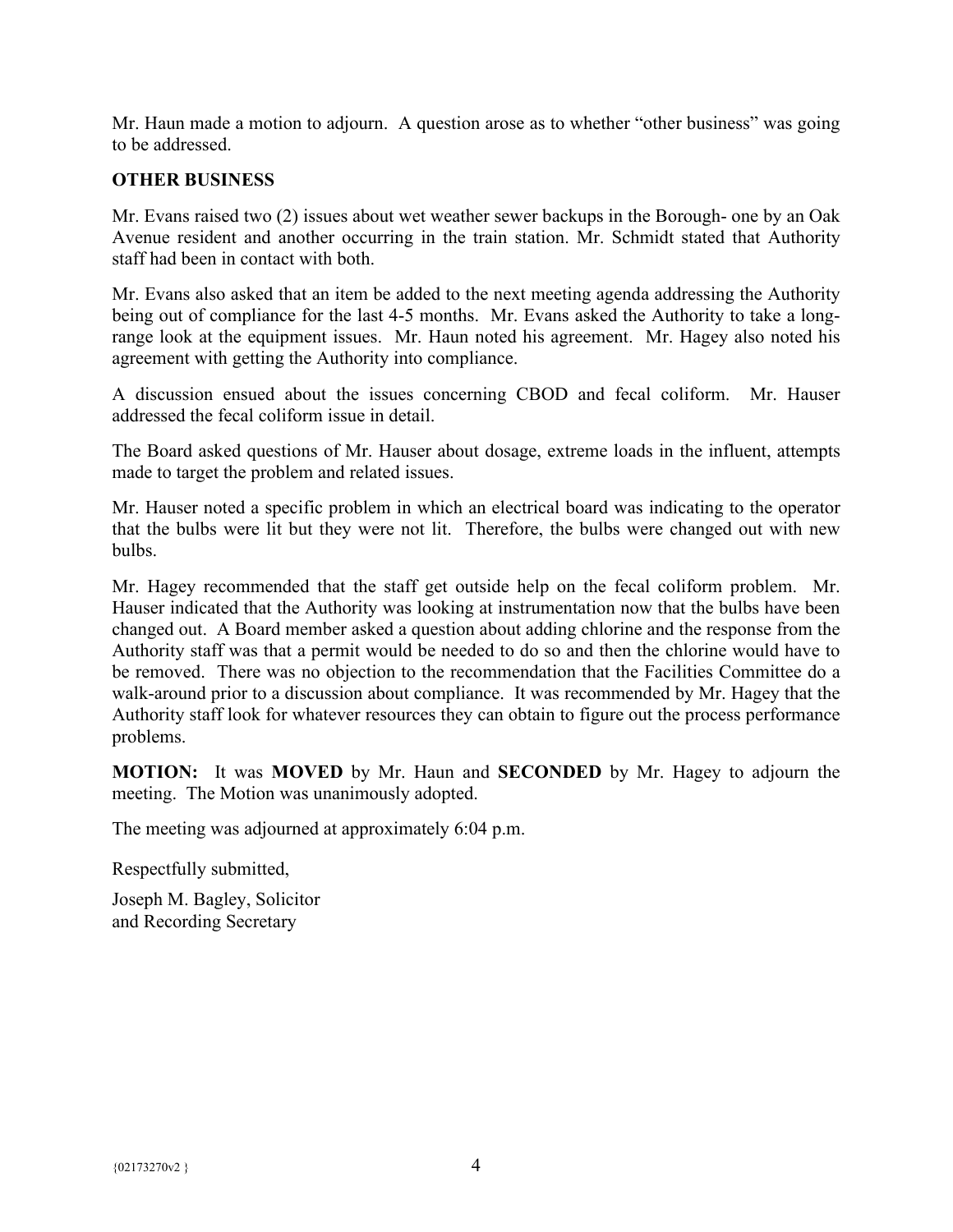Mr. Haun made a motion to adjourn. A question arose as to whether "other business" was going to be addressed.

**OTHER BUSINESS**

Mr. Evans raised two (2) issues about wet weather sewer backups in the Borough- one by an Oak Avenue resident and another occurring in the train station. Mr. Schmidt stated that Authority staff had been in contact with both.

Mr. Evans also asked that an item be added to the next meeting agenda addressing the Authority being out of compliance for the last 4-5 months. Mr. Evans asked the Authority to take a long-range look at the equipment issues. Mr. Haun noted his agreement. Mr. Hagey also noted his agreement with getting the Authority into compliance.

A discussion ensued about the issues concerning CBOD and fecal coliform. Mr. Hauser addressed the fecal coliform issue in detail.

The Board asked questions of Mr. Hauser about dosage, extreme loads in the influent, attempts made to target the problem and related issues.

Mr. Hauser noted a specific problem in which an electrical board was indicating to the operator that the bulbs were lit but they were not lit. Therefore, the bulbs were changed out with new bulbs.

Mr. Hagey recommended that the staff get outside help on the fecal coliform problem. Mr. Hauser indicated that the Authority was looking at instrumentation now that the bulbs have been changed out. A Board member asked a question about adding chlorine and the response from the Authority staff was that a permit would be needed to do so and then the chlorine would have to be removed. There was no objection to the recommendation that the Facilities Committee do a walk-around prior to a discussion about compliance. It was recommended by Mr. Hagey that the Authority staff look for whatever resources they can obtain to figure out the process performance problems.

**MOTION:** It was **MOVED** by Mr. Haun and **SECONDED** by Mr. Hagey to adjourn the meeting. The Motion was unanimously adopted.

The meeting was adjourned at approximately 6:04 p.m.

Respectfully submitted,

Joseph M. Bagley, Solicitor
and Recording Secretary

{02173270v2 }